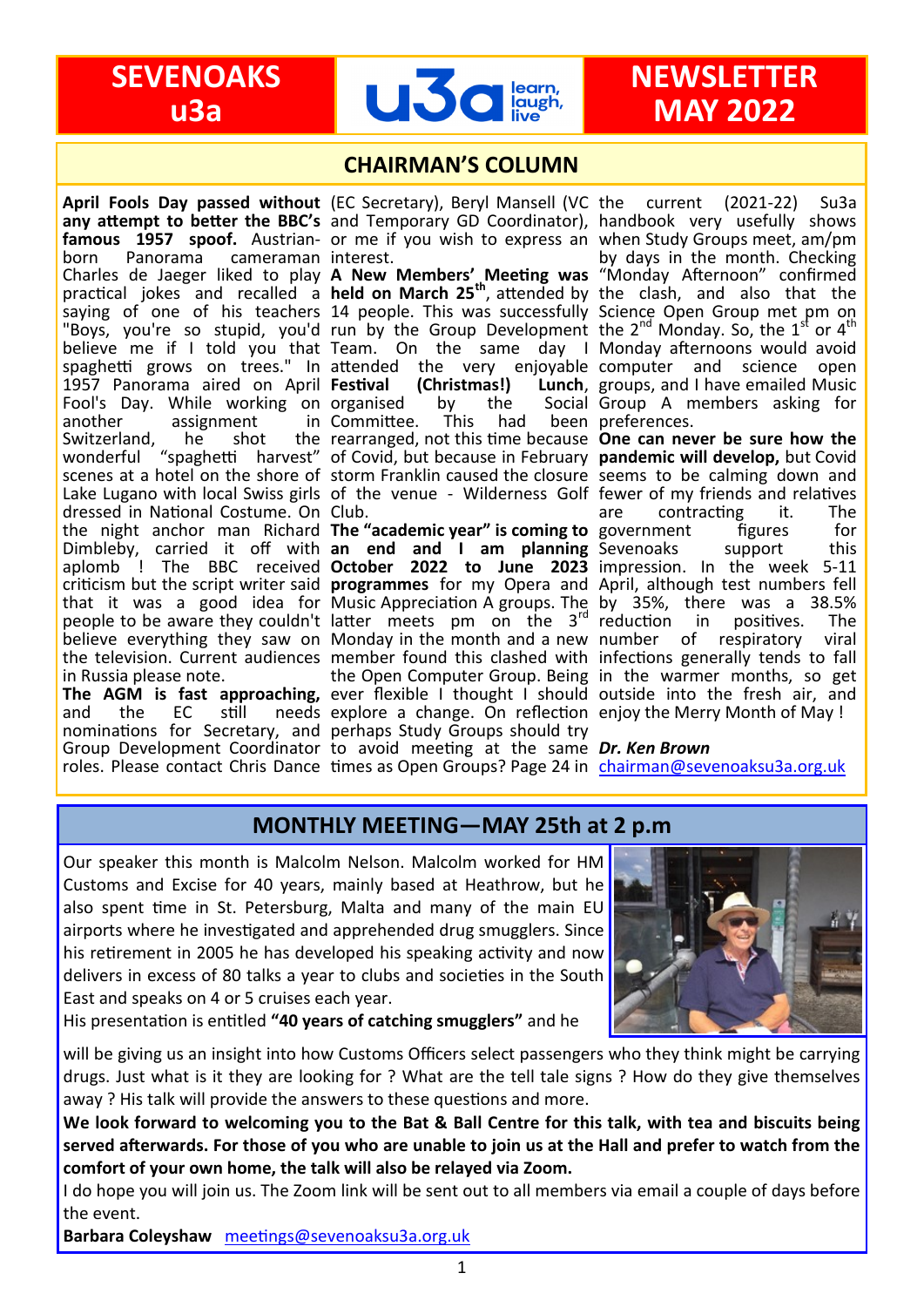# SEVENOAKS u3a

u3a learn, laugh, live

# NEWSLETTER MAY 2022

## CHAIRMAN'S COLUMN

**April Fools Day passed without any attempt to better the BBC's famous 1957 spoof.** Austrian-born Panorama cameraman Charles de Jaeger liked to play practical jokes and recalled a saying of one of his teachers "Boys, you're so stupid, you'd believe me if I told you that spaghetti grows on trees." In 1957 Panorama aired on April Fool's Day. While working on another assignment in Switzerland, he shot the wonderful "spaghetti harvest" scenes at a hotel on the shore of Lake Lugano with local Swiss girls dressed in National Costume. On the night anchor man Richard Dimbleby, carried it off with aplomb ! The BBC received criticism but the script writer said that it was a good idea for people to be aware they couldn't believe everything they saw on the television. Current audiences in Russia please note.

**The AGM is fast approaching,** and the EC still needs nominations for Secretary, and Group Development Coordinator roles. Please contact Chris Dance (EC Secretary), Beryl Mansell (VC and Temporary GD Coordinator), or me if you wish to express an interest.

**A New Members' Meeting was held on March 25th**, attended by 14 people. This was successfully run by the Group Development Team. On the same day I attended the very enjoyable **Festival (Christmas!) Lunch**, organised by the Social Committee. This had been rearranged, not this time because of Covid, but because in February storm Franklin caused the closure of the venue - Wilderness Golf Club.

**The "academic year" is coming to an end and I am planning October 2022 to June 2023 programmes** for my Opera and Music Appreciation A groups. The latter meets pm on the 3rd Monday in the month and a new member found this clashed with the Open Computer Group. Being ever flexible I thought I should explore a change. On reflection perhaps Study Groups should try to avoid meeting at the same times as Open Groups? Page 24 in the current (2021-22) Su3a handbook very usefully shows when Study Groups meet, am/pm by days in the month. Checking "Monday Afternoon" confirmed the clash, and also that the Science Open Group met pm on the 2nd Monday. So, the 1st or 4th Monday afternoons would avoid computer and science open groups, and I have emailed Music Group A members asking for preferences.

**One can never be sure how the pandemic will develop,** but Covid seems to be calming down and fewer of my friends and relatives are contracting it. The government figures for Sevenoaks support this impression. In the week 5-11 April, although test numbers fell by 35%, there was a 38.5% reduction in positives. The number of respiratory viral infections generally tends to fall in the warmer months, so get outside into the fresh air, and enjoy the Merry Month of May !

***Dr. Ken Brown***
chairman@sevenoaksu3a.org.uk

## MONTHLY MEETING—MAY 25th at 2 p.m

Our speaker this month is Malcolm Nelson. Malcolm worked for HM Customs and Excise for 40 years, mainly based at Heathrow, but he also spent time in St. Petersburg, Malta and many of the main EU airports where he investigated and apprehended drug smugglers. Since his retirement in 2005 he has developed his speaking activity and now delivers in excess of 80 talks a year to clubs and societies in the South East and speaks on 4 or 5 cruises each year.

His presentation is entitled **"40 years of catching smugglers"** and he will be giving us an insight into how Customs Officers select passengers who they think might be carrying drugs. Just what is it they are looking for ? What are the tell tale signs ? How do they give themselves away ? His talk will provide the answers to these questions and more.

**We look forward to welcoming you to the Bat & Ball Centre for this talk, with tea and biscuits being served afterwards. For those of you who are unable to join us at the Hall and prefer to watch from the comfort of your own home, the talk will also be relayed via Zoom.**

I do hope you will join us. The Zoom link will be sent out to all members via email a couple of days before the event.

**Barbara Coleyshaw** meetings@sevenoaksu3a.org.uk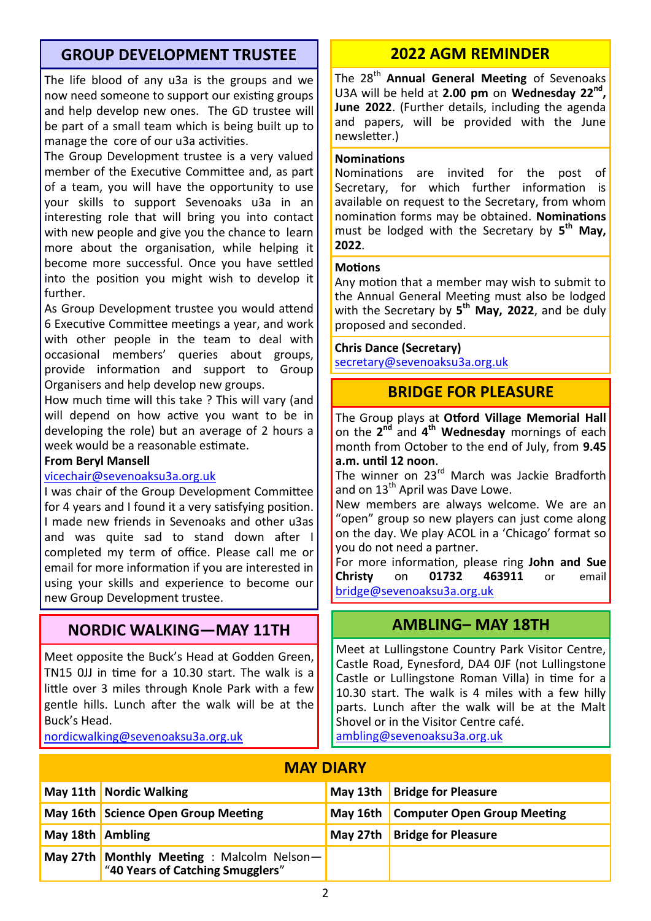## GROUP DEVELOPMENT TRUSTEE

The life blood of any u3a is the groups and we now need someone to support our existing groups and help develop new ones. The GD trustee will be part of a small team which is being built up to manage the core of our u3a activities.

The Group Development trustee is a very valued member of the Executive Committee and, as part of a team, you will have the opportunity to use your skills to support Sevenoaks u3a in an interesting role that will bring you into contact with new people and give you the chance to learn more about the organisation, while helping it become more successful. Once you have settled into the position you might wish to develop it further.

As Group Development trustee you would attend 6 Executive Committee meetings a year, and work with other people in the team to deal with occasional members' queries about groups, provide information and support to Group Organisers and help develop new groups.

How much time will this take ? This will vary (and will depend on how active you want to be in developing the role) but an average of 2 hours a week would be a reasonable estimate.

**From Beryl Mansell**

vicechair@sevenoaksu3a.org.uk

I was chair of the Group Development Committee for 4 years and I found it a very satisfying position. I made new friends in Sevenoaks and other u3as and was quite sad to stand down after I completed my term of office. Please call me or email for more information if you are interested in using your skills and experience to become our new Group Development trustee.

## NORDIC WALKING—MAY 11TH

Meet opposite the Buck's Head at Godden Green, TN15 0JJ in time for a 10.30 start. The walk is a little over 3 miles through Knole Park with a few gentle hills. Lunch after the walk will be at the Buck's Head.

nordicwalking@sevenoaksu3a.org.uk

## 2022 AGM REMINDER

The 28th **Annual General Meeting** of Sevenoaks U3A will be held at **2.00 pm** on **Wednesday 22nd, June 2022**. (Further details, including the agenda and papers, will be provided with the June newsletter.)

**Nominations**

Nominations are invited for the post of Secretary, for which further information is available on request to the Secretary, from whom nomination forms may be obtained. **Nominations** must be lodged with the Secretary by **5th May, 2022**.

**Motions**

Any motion that a member may wish to submit to the Annual General Meeting must also be lodged with the Secretary by **5th May, 2022**, and be duly proposed and seconded.

**Chris Dance (Secretary)**

secretary@sevenoaksu3a.org.uk

## BRIDGE FOR PLEASURE

The Group plays at **Otford Village Memorial Hall** on the **2nd** and **4th Wednesday** mornings of each month from October to the end of July, from **9.45 a.m. until 12 noon**.

The winner on 23rd March was Jackie Bradforth and on 13th April was Dave Lowe.

New members are always welcome. We are an "open" group so new players can just come along on the day. We play ACOL in a 'Chicago' format so you do not need a partner.

For more information, please ring **John and Sue Christy** on **01732 463911** or email bridge@sevenoaksu3a.org.uk

## AMBLING– MAY 18TH

Meet at Lullingstone Country Park Visitor Centre, Castle Road, Eynesford, DA4 0JF (not Lullingstone Castle or Lullingstone Roman Villa) in time for a 10.30 start. The walk is 4 miles with a few hilly parts. Lunch after the walk will be at the Malt Shovel or in the Visitor Centre café.

ambling@sevenoaksu3a.org.uk

## MAY DIARY

| | | | |
|---|---|---|---|
| **May 11th** | **Nordic Walking** | **May 13th** | **Bridge for Pleasure** |
| **May 16th** | **Science Open Group Meeting** | **May 16th** | **Computer Open Group Meeting** |
| **May 18th** | **Ambling** | **May 27th** | **Bridge for Pleasure** |
| **May 27th** | **Monthly Meeting** : Malcolm Nelson—"**40 Years of Catching Smugglers**" | | |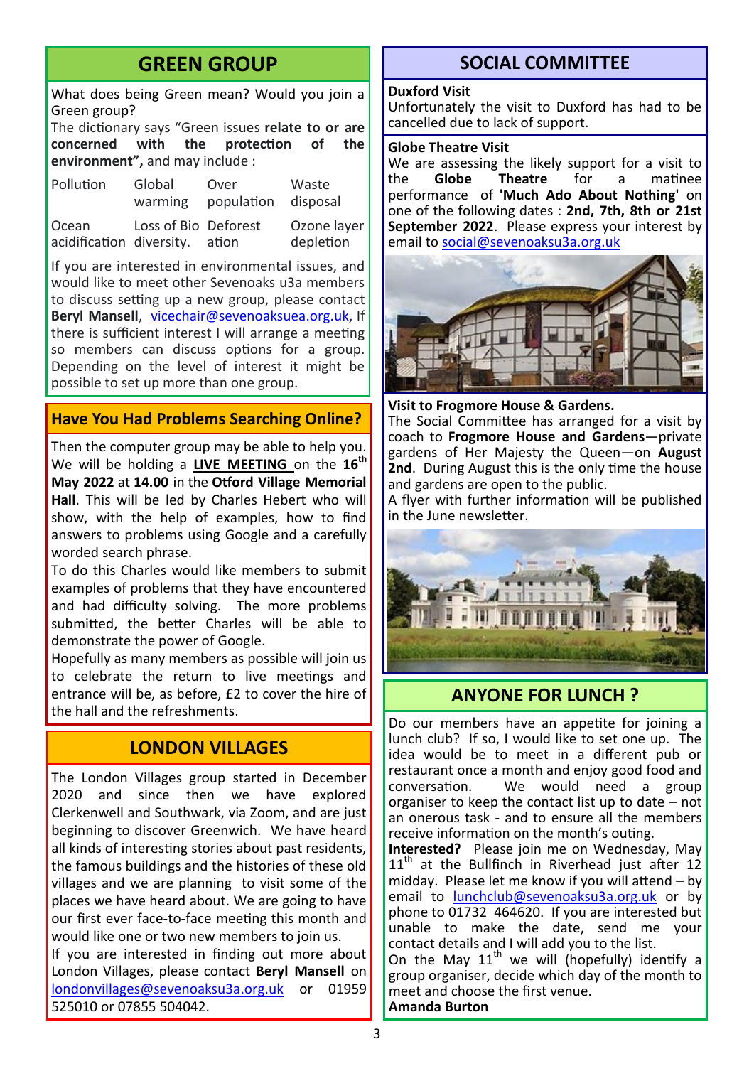## GREEN GROUP

What does being Green mean? Would you join a Green group?

The dictionary says "Green issues **relate to or are concerned with the protection of the environment",** and may include :

| | | | |
|---|---|---|---|
| Pollution | Global warming | Over population | Waste disposal |
| Ocean acidification | Loss of Bio diversity. | Deforest ation | Ozone layer depletion |

If you are interested in environmental issues, and would like to meet other Sevenoaks u3a members to discuss setting up a new group, please contact **Beryl Mansell**, vicechair@sevenoaksuea.org.uk, If there is sufficient interest I will arrange a meeting so members can discuss options for a group. Depending on the level of interest it might be possible to set up more than one group.

## Have You Had Problems Searching Online?

Then the computer group may be able to help you. We will be holding a **LIVE MEETING** on the **16th May 2022** at **14.00** in the **Otford Village Memorial Hall**. This will be led by Charles Hebert who will show, with the help of examples, how to find answers to problems using Google and a carefully worded search phrase.

To do this Charles would like members to submit examples of problems that they have encountered and had difficulty solving. The more problems submitted, the better Charles will be able to demonstrate the power of Google.

Hopefully as many members as possible will join us to celebrate the return to live meetings and entrance will be, as before, £2 to cover the hire of the hall and the refreshments.

## LONDON VILLAGES

The London Villages group started in December 2020 and since then we have explored Clerkenwell and Southwark, via Zoom, and are just beginning to discover Greenwich. We have heard all kinds of interesting stories about past residents, the famous buildings and the histories of these old villages and we are planning to visit some of the places we have heard about. We are going to have our first ever face-to-face meeting this month and would like one or two new members to join us.

If you are interested in finding out more about London Villages, please contact **Beryl Mansell** on londonvillages@sevenoaksu3a.org.uk or 01959 525010 or 07855 504042.

## SOCIAL COMMITTEE

**Duxford Visit**

Unfortunately the visit to Duxford has had to be cancelled due to lack of support.

**Globe Theatre Visit**

We are assessing the likely support for a visit to the **Globe Theatre** for a matinee performance of **'Much Ado About Nothing'** on one of the following dates : **2nd, 7th, 8th or 21st September 2022**. Please express your interest by email to social@sevenoaksu3a.org.uk

**Visit to Frogmore House & Gardens.**

The Social Committee has arranged for a visit by coach to **Frogmore House and Gardens**—private gardens of Her Majesty the Queen—on **August 2nd**. During August this is the only time the house and gardens are open to the public.

A flyer with further information will be published in the June newsletter.

## ANYONE FOR LUNCH ?

Do our members have an appetite for joining a lunch club? If so, I would like to set one up. The idea would be to meet in a different pub or restaurant once a month and enjoy good food and conversation. We would need a group organiser to keep the contact list up to date – not an onerous task - and to ensure all the members receive information on the month's outing.

**Interested?** Please join me on Wednesday, May 11th at the Bullfinch in Riverhead just after 12 midday. Please let me know if you will attend – by email to lunchclub@sevenoaksu3a.org.uk or by phone to 01732 464620. If you are interested but unable to make the date, send me your contact details and I will add you to the list.

On the May 11th we will (hopefully) identify a group organiser, decide which day of the month to meet and choose the first venue.

**Amanda Burton**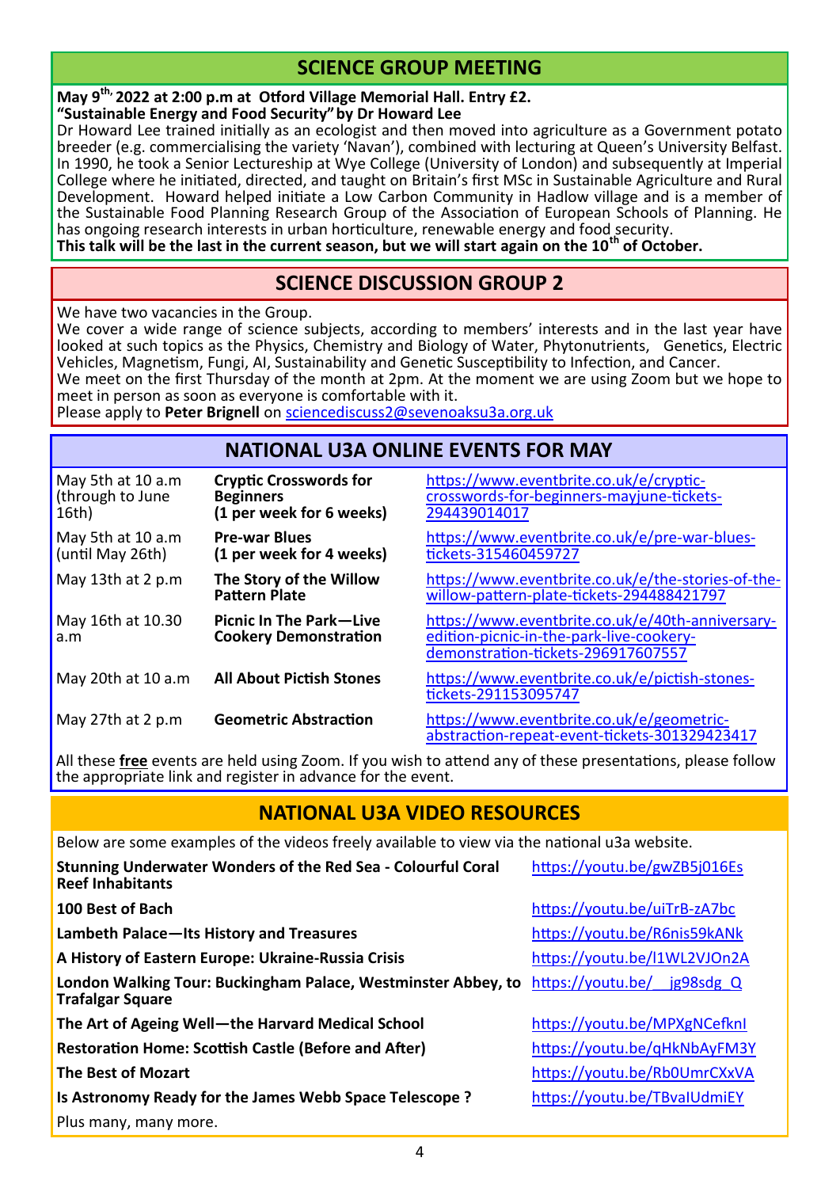## SCIENCE GROUP MEETING

**May 9th, 2022 at 2:00 p.m at Otford Village Memorial Hall. Entry £2.**
**"Sustainable Energy and Food Security" by Dr Howard Lee**

Dr Howard Lee trained initially as an ecologist and then moved into agriculture as a Government potato breeder (e.g. commercialising the variety 'Navan'), combined with lecturing at Queen's University Belfast. In 1990, he took a Senior Lectureship at Wye College (University of London) and subsequently at Imperial College where he initiated, directed, and taught on Britain's first MSc in Sustainable Agriculture and Rural Development. Howard helped initiate a Low Carbon Community in Hadlow village and is a member of the Sustainable Food Planning Research Group of the Association of European Schools of Planning. He has ongoing research interests in urban horticulture, renewable energy and food security.

**This talk will be the last in the current season, but we will start again on the 10th of October.**

## SCIENCE DISCUSSION GROUP 2

We have two vacancies in the Group.
We cover a wide range of science subjects, according to members' interests and in the last year have looked at such topics as the Physics, Chemistry and Biology of Water, Phytonutrients, Genetics, Electric Vehicles, Magnetism, Fungi, AI, Sustainability and Genetic Susceptibility to Infection, and Cancer.
We meet on the first Thursday of the month at 2pm. At the moment we are using Zoom but we hope to meet in person as soon as everyone is comfortable with it.
Please apply to **Peter Brignell** on sciencediscuss2@sevenoaksu3a.org.uk

## NATIONAL U3A ONLINE EVENTS FOR MAY

| Date | Event | Link |
|---|---|---|
| May 5th at 10 a.m (through to June 16th) | **Cryptic Crosswords for Beginners (1 per week for 6 weeks)** | https://www.eventbrite.co.uk/e/cryptic-crosswords-for-beginners-mayjune-tickets-294439014017 |
| May 5th at 10 a.m (until May 26th) | **Pre-war Blues (1 per week for 4 weeks)** | https://www.eventbrite.co.uk/e/pre-war-blues-tickets-315460459727 |
| May 13th at 2 p.m | **The Story of the Willow Pattern Plate** | https://www.eventbrite.co.uk/e/the-stories-of-the-willow-pattern-plate-tickets-294488421797 |
| May 16th at 10.30 a.m | **Picnic In The Park—Live Cookery Demonstration** | https://www.eventbrite.co.uk/e/40th-anniversary-edition-picnic-in-the-park-live-cookery-demonstration-tickets-296917607557 |
| May 20th at 10 a.m | **All About Pictish Stones** | https://www.eventbrite.co.uk/e/pictish-stones-tickets-291153095747 |
| May 27th at 2 p.m | **Geometric Abstraction** | https://www.eventbrite.co.uk/e/geometric-abstraction-repeat-event-tickets-301329423417 |

All these **free** events are held using Zoom. If you wish to attend any of these presentations, please follow the appropriate link and register in advance for the event.

## NATIONAL U3A VIDEO RESOURCES

Below are some examples of the videos freely available to view via the national u3a website.

| Video | Link |
|---|---|
| **Stunning Underwater Wonders of the Red Sea - Colourful Coral Reef Inhabitants** | https://youtu.be/gwZB5j016Es |
| **100 Best of Bach** | https://youtu.be/uiTrB-zA7bc |
| **Lambeth Palace—Its History and Treasures** | https://youtu.be/R6nis59kANk |
| **A History of Eastern Europe: Ukraine-Russia Crisis** | https://youtu.be/l1WL2VJOn2A |
| **London Walking Tour: Buckingham Palace, Westminster Abbey, to Trafalgar Square** | https://youtu.be/__jg98sdg_Q |
| **The Art of Ageing Well—the Harvard Medical School** | https://youtu.be/MPXgNCefknI |
| **Restoration Home: Scottish Castle (Before and After)** | https://youtu.be/qHkNbAyFM3Y |
| **The Best of Mozart** | https://youtu.be/Rb0UmrCXxVA |
| **Is Astronomy Ready for the James Webb Space Telescope ?** | https://youtu.be/TBvaIUdmiEY |

Plus many, many more.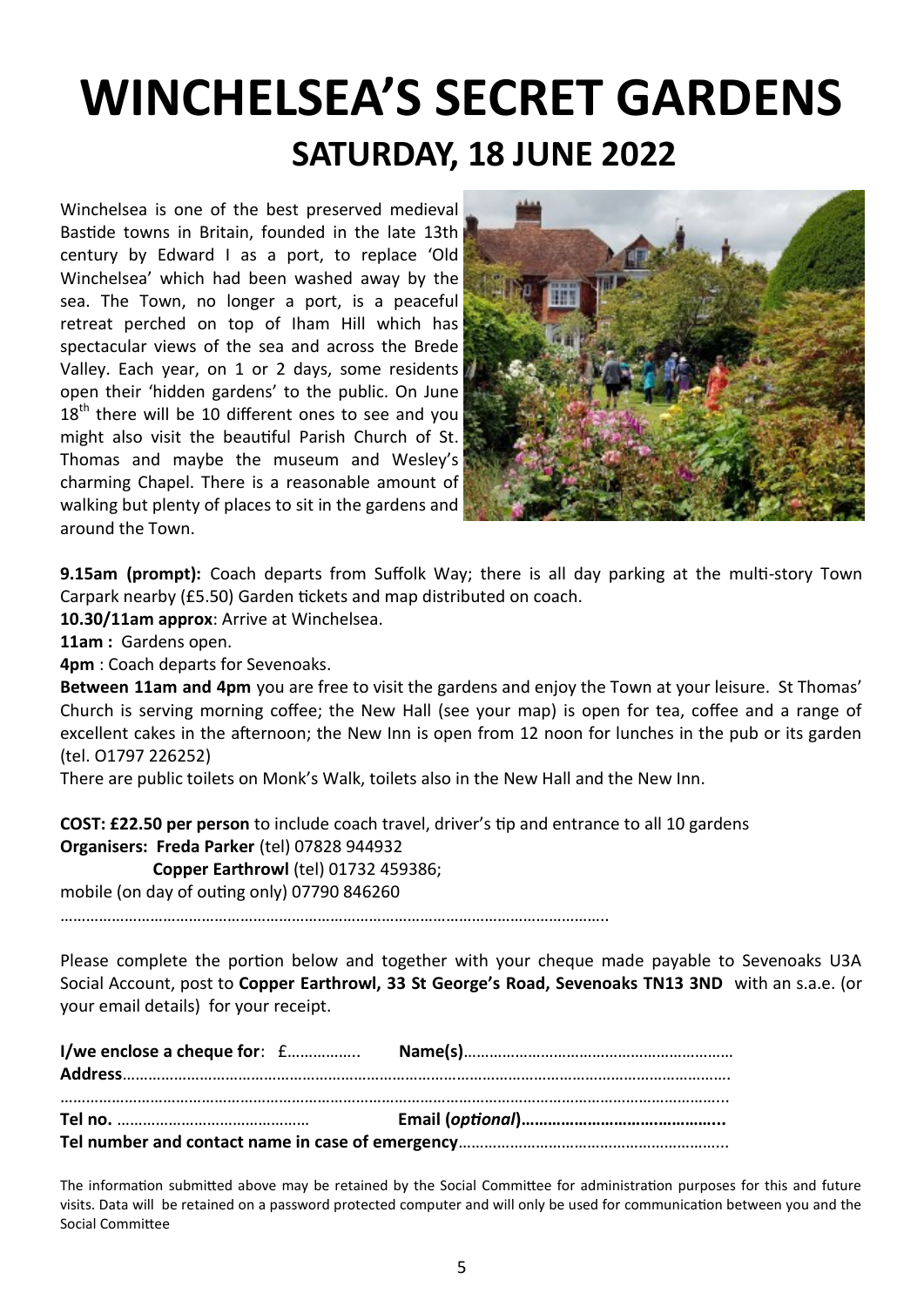# WINCHELSEA'S SECRET GARDENS

## SATURDAY, 18 JUNE 2022

Winchelsea is one of the best preserved medieval Bastide towns in Britain, founded in the late 13th century by Edward I as a port, to replace 'Old Winchelsea' which had been washed away by the sea. The Town, no longer a port, is a peaceful retreat perched on top of Iham Hill which has spectacular views of the sea and across the Brede Valley. Each year, on 1 or 2 days, some residents open their 'hidden gardens' to the public. On June 18th there will be 10 different ones to see and you might also visit the beautiful Parish Church of St. Thomas and maybe the museum and Wesley's charming Chapel. There is a reasonable amount of walking but plenty of places to sit in the gardens and around the Town.

**9.15am (prompt):** Coach departs from Suffolk Way; there is all day parking at the multi-story Town Carpark nearby (£5.50) Garden tickets and map distributed on coach.

**10.30/11am approx**: Arrive at Winchelsea.

**11am :** Gardens open.

**4pm** : Coach departs for Sevenoaks.

**Between 11am and 4pm** you are free to visit the gardens and enjoy the Town at your leisure. St Thomas' Church is serving morning coffee; the New Hall (see your map) is open for tea, coffee and a range of excellent cakes in the afternoon; the New Inn is open from 12 noon for lunches in the pub or its garden (tel. O1797 226252)

There are public toilets on Monk's Walk, toilets also in the New Hall and the New Inn.

**COST: £22.50 per person** to include coach travel, driver's tip and entrance to all 10 gardens

**Organisers: Freda Parker** (tel) 07828 944932

**Copper Earthrowl** (tel) 01732 459386;

mobile (on day of outing only) 07790 846260

…………………………………………………………………………………………………………

Please complete the portion below and together with your cheque made payable to Sevenoaks U3A Social Account, post to **Copper Earthrowl, 33 St George's Road, Sevenoaks TN13 3ND** with an s.a.e. (or your email details) for your receipt.

**I/we enclose a cheque for**: £…………….. **Name(s)**………………………………………………………

**Address**……………………………………………………………………………………………………………

…………………………………………………………………………………………………………………………

**Tel no.** ……………………………………… **Email (*optional*)……………………………………..**

**Tel number and contact name in case of emergency**……………………………………………………..

The information submitted above may be retained by the Social Committee for administration purposes for this and future visits. Data will be retained on a password protected computer and will only be used for communication between you and the Social Committee